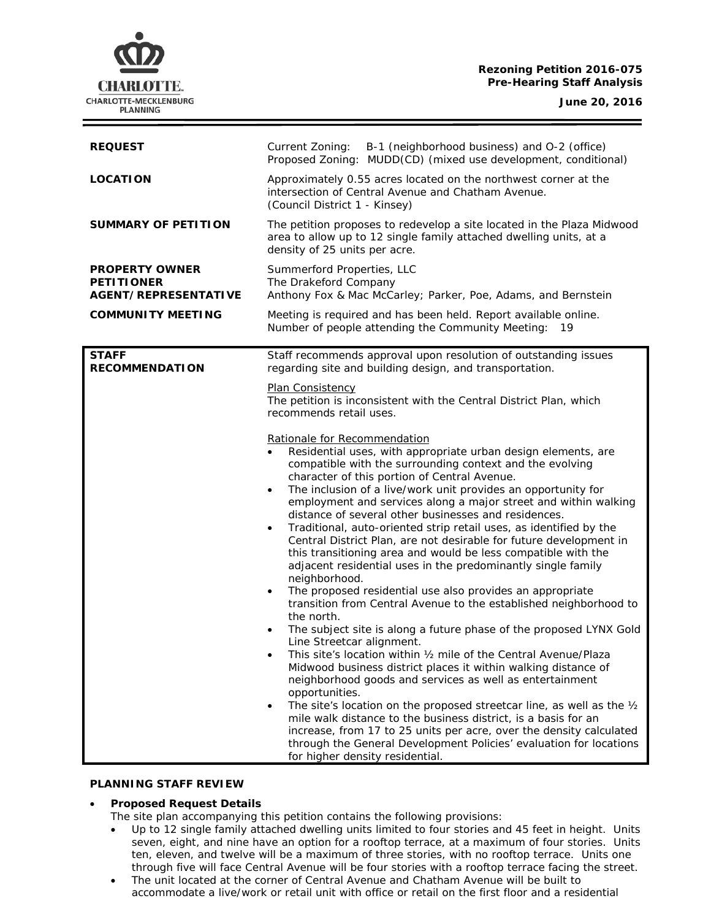**Rezoning Petition 2016-075**
**Pre-Hearing Staff Analysis**

**June 20, 2016**

| | |
|---|---|
| **REQUEST** | Current Zoning: B-1 (neighborhood business) and O-2 (office)<br>Proposed Zoning: MUDD(CD) (mixed use development, conditional) |
| **LOCATION** | Approximately 0.55 acres located on the northwest corner at the intersection of Central Avenue and Chatham Avenue.<br>(Council District 1 - Kinsey) |
| **SUMMARY OF PETITION** | The petition proposes to redevelop a site located in the Plaza Midwood area to allow up to 12 single family attached dwelling units, at a density of 25 units per acre. |
| **PROPERTY OWNER**<br>**PETITIONER**<br>**AGENT/REPRESENTATIVE** | Summerford Properties, LLC<br>The Drakeford Company<br>Anthony Fox & Mac McCarley; Parker, Poe, Adams, and Bernstein |
| **COMMUNITY MEETING** | Meeting is required and has been held. Report available online.<br>Number of people attending the Community Meeting: 19 |

**STAFF RECOMMENDATION**

Staff recommends approval upon resolution of outstanding issues regarding site and building design, and transportation.

Plan Consistency

The petition is inconsistent with the Central District Plan, which recommends retail uses.

Rationale for Recommendation

- Residential uses, with appropriate urban design elements, are compatible with the surrounding context and the evolving character of this portion of Central Avenue.
- The inclusion of a live/work unit provides an opportunity for employment and services along a major street and within walking distance of several other businesses and residences.
- Traditional, auto-oriented strip retail uses, as identified by the Central District Plan, are not desirable for future development in this transitioning area and would be less compatible with the adjacent residential uses in the predominantly single family neighborhood.
- The proposed residential use also provides an appropriate transition from Central Avenue to the established neighborhood to the north.
- The subject site is along a future phase of the proposed LYNX Gold Line Streetcar alignment.
- This site's location within ½ mile of the Central Avenue/Plaza Midwood business district places it within walking distance of neighborhood goods and services as well as entertainment opportunities.
- The site's location on the proposed streetcar line, as well as the ½ mile walk distance to the business district, is a basis for an increase, from 17 to 25 units per acre, over the density calculated through the General Development Policies' evaluation for locations for higher density residential.

## PLANNING STAFF REVIEW

- **Proposed Request Details**

  The site plan accompanying this petition contains the following provisions:
  - Up to 12 single family attached dwelling units limited to four stories and 45 feet in height. Units seven, eight, and nine have an option for a rooftop terrace, at a maximum of four stories. Units ten, eleven, and twelve will be a maximum of three stories, with no rooftop terrace. Units one through five will face Central Avenue will be four stories with a rooftop terrace facing the street.
  - The unit located at the corner of Central Avenue and Chatham Avenue will be built to accommodate a live/work or retail unit with office or retail on the first floor and a residential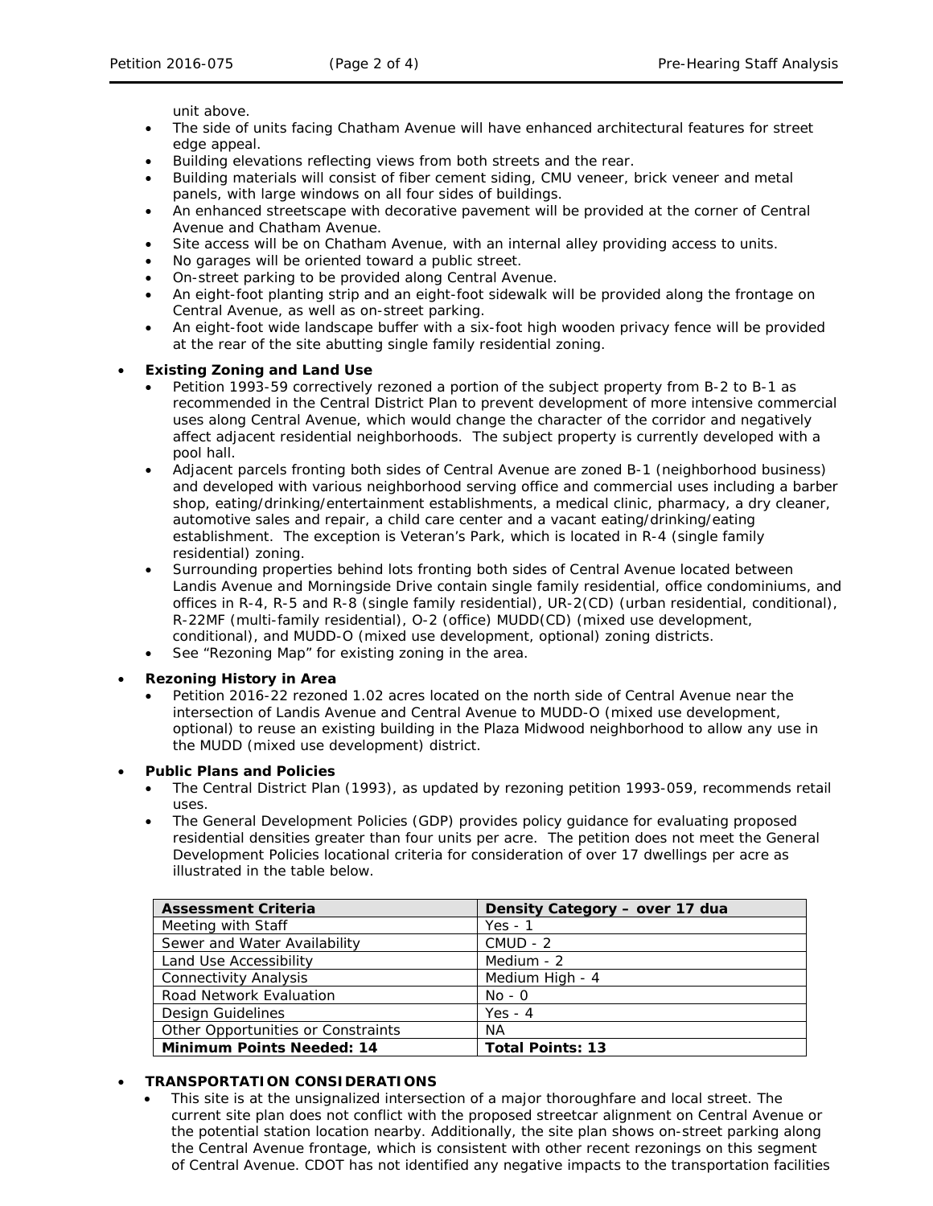unit above.
- The side of units facing Chatham Avenue will have enhanced architectural features for street edge appeal.
- Building elevations reflecting views from both streets and the rear.
- Building materials will consist of fiber cement siding, CMU veneer, brick veneer and metal panels, with large windows on all four sides of buildings.
- An enhanced streetscape with decorative pavement will be provided at the corner of Central Avenue and Chatham Avenue.
- Site access will be on Chatham Avenue, with an internal alley providing access to units.
- No garages will be oriented toward a public street.
- On-street parking to be provided along Central Avenue.
- An eight-foot planting strip and an eight-foot sidewalk will be provided along the frontage on Central Avenue, as well as on-street parking.
- An eight-foot wide landscape buffer with a six-foot high wooden privacy fence will be provided at the rear of the site abutting single family residential zoning.

- **Existing Zoning and Land Use**
  - Petition 1993-59 correctively rezoned a portion of the subject property from B-2 to B-1 as recommended in the Central District Plan to prevent development of more intensive commercial uses along Central Avenue, which would change the character of the corridor and negatively affect adjacent residential neighborhoods. The subject property is currently developed with a pool hall.
  - Adjacent parcels fronting both sides of Central Avenue are zoned B-1 (neighborhood business) and developed with various neighborhood serving office and commercial uses including a barber shop, eating/drinking/entertainment establishments, a medical clinic, pharmacy, a dry cleaner, automotive sales and repair, a child care center and a vacant eating/drinking/eating establishment. The exception is Veteran's Park, which is located in R-4 (single family residential) zoning.
  - Surrounding properties behind lots fronting both sides of Central Avenue located between Landis Avenue and Morningside Drive contain single family residential, office condominiums, and offices in R-4, R-5 and R-8 (single family residential), UR-2(CD) (urban residential, conditional), R-22MF (multi-family residential), O-2 (office) MUDD(CD) (mixed use development, conditional), and MUDD-O (mixed use development, optional) zoning districts.
  - See "Rezoning Map" for existing zoning in the area.

- **Rezoning History in Area**
  - Petition 2016-22 rezoned 1.02 acres located on the north side of Central Avenue near the intersection of Landis Avenue and Central Avenue to MUDD-O (mixed use development, optional) to reuse an existing building in the Plaza Midwood neighborhood to allow any use in the MUDD (mixed use development) district.

- **Public Plans and Policies**
  - The Central District Plan (1993), as updated by rezoning petition 1993-059, recommends retail uses.
  - The General Development Policies (GDP) provides policy guidance for evaluating proposed residential densities greater than four units per acre. The petition does not meet the General Development Policies locational criteria for consideration of over 17 dwellings per acre as illustrated in the table below.

| Assessment Criteria | Density Category – over 17 dua |
|---|---|
| Meeting with Staff | Yes - 1 |
| Sewer and Water Availability | CMUD - 2 |
| Land Use Accessibility | Medium - 2 |
| Connectivity Analysis | Medium High - 4 |
| Road Network Evaluation | No - 0 |
| Design Guidelines | Yes - 4 |
| Other Opportunities or Constraints | NA |
| **Minimum Points Needed: 14** | **Total Points: 13** |

- **TRANSPORTATION CONSIDERATIONS**
  - This site is at the unsignalized intersection of a major thoroughfare and local street. The current site plan does not conflict with the proposed streetcar alignment on Central Avenue or the potential station location nearby. Additionally, the site plan shows on-street parking along the Central Avenue frontage, which is consistent with other recent rezonings on this segment of Central Avenue. CDOT has not identified any negative impacts to the transportation facilities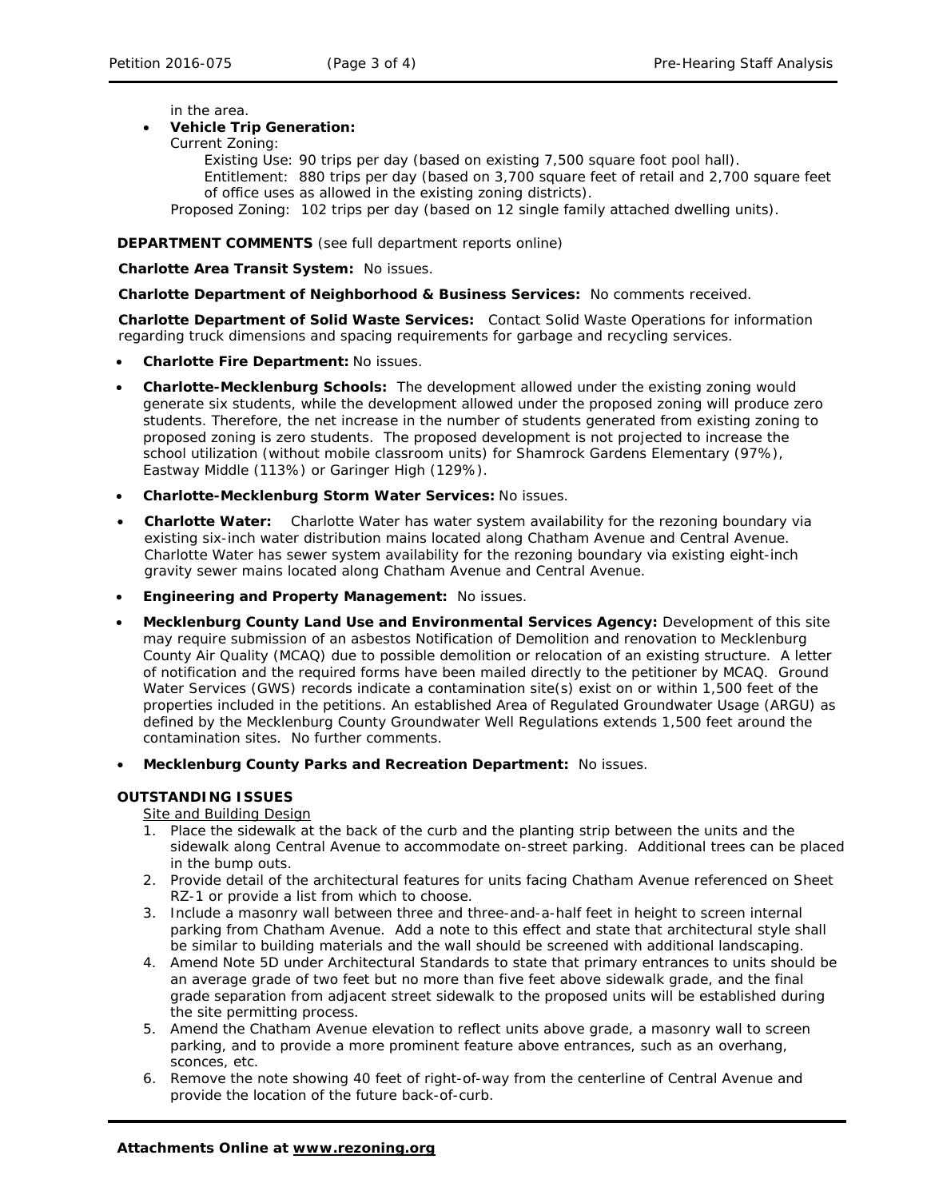in the area.

- **Vehicle Trip Generation:**
  Current Zoning:
    Existing Use: 90 trips per day (based on existing 7,500 square foot pool hall).
    Entitlement: 880 trips per day (based on 3,700 square feet of retail and 2,700 square feet of office uses as allowed in the existing zoning districts).
  Proposed Zoning: 102 trips per day (based on 12 single family attached dwelling units).

**DEPARTMENT COMMENTS** (see full department reports online)

**Charlotte Area Transit System:** No issues.

**Charlotte Department of Neighborhood & Business Services:** No comments received.

**Charlotte Department of Solid Waste Services:** Contact Solid Waste Operations for information regarding truck dimensions and spacing requirements for garbage and recycling services.

- **Charlotte Fire Department:** No issues.
- **Charlotte-Mecklenburg Schools:** The development allowed under the existing zoning would generate six students, while the development allowed under the proposed zoning will produce zero students. Therefore, the net increase in the number of students generated from existing zoning to proposed zoning is zero students. The proposed development is not projected to increase the school utilization (without mobile classroom units) for Shamrock Gardens Elementary (97%), Eastway Middle (113%) or Garinger High (129%).
- **Charlotte-Mecklenburg Storm Water Services:** No issues.
- **Charlotte Water:** Charlotte Water has water system availability for the rezoning boundary via existing six-inch water distribution mains located along Chatham Avenue and Central Avenue. Charlotte Water has sewer system availability for the rezoning boundary via existing eight-inch gravity sewer mains located along Chatham Avenue and Central Avenue.
- **Engineering and Property Management:** No issues.
- **Mecklenburg County Land Use and Environmental Services Agency:** Development of this site may require submission of an asbestos Notification of Demolition and renovation to Mecklenburg County Air Quality (MCAQ) due to possible demolition or relocation of an existing structure. A letter of notification and the required forms have been mailed directly to the petitioner by MCAQ. Ground Water Services (GWS) records indicate a contamination site(s) exist on or within 1,500 feet of the properties included in the petitions. An established Area of Regulated Groundwater Usage (ARGU) as defined by the Mecklenburg County Groundwater Well Regulations extends 1,500 feet around the contamination sites. No further comments.
- **Mecklenburg County Parks and Recreation Department:** No issues.

**OUTSTANDING ISSUES**

Site and Building Design

1. Place the sidewalk at the back of the curb and the planting strip between the units and the sidewalk along Central Avenue to accommodate on-street parking. Additional trees can be placed in the bump outs.
2. Provide detail of the architectural features for units facing Chatham Avenue referenced on Sheet RZ-1 or provide a list from which to choose.
3. Include a masonry wall between three and three-and-a-half feet in height to screen internal parking from Chatham Avenue. Add a note to this effect and state that architectural style shall be similar to building materials and the wall should be screened with additional landscaping.
4. Amend Note 5D under Architectural Standards to state that primary entrances to units should be an average grade of two feet but no more than five feet above sidewalk grade, and the final grade separation from adjacent street sidewalk to the proposed units will be established during the site permitting process.
5. Amend the Chatham Avenue elevation to reflect units above grade, a masonry wall to screen parking, and to provide a more prominent feature above entrances, such as an overhang, sconces, etc.
6. Remove the note showing 40 feet of right-of-way from the centerline of Central Avenue and provide the location of the future back-of-curb.

**Attachments Online at www.rezoning.org**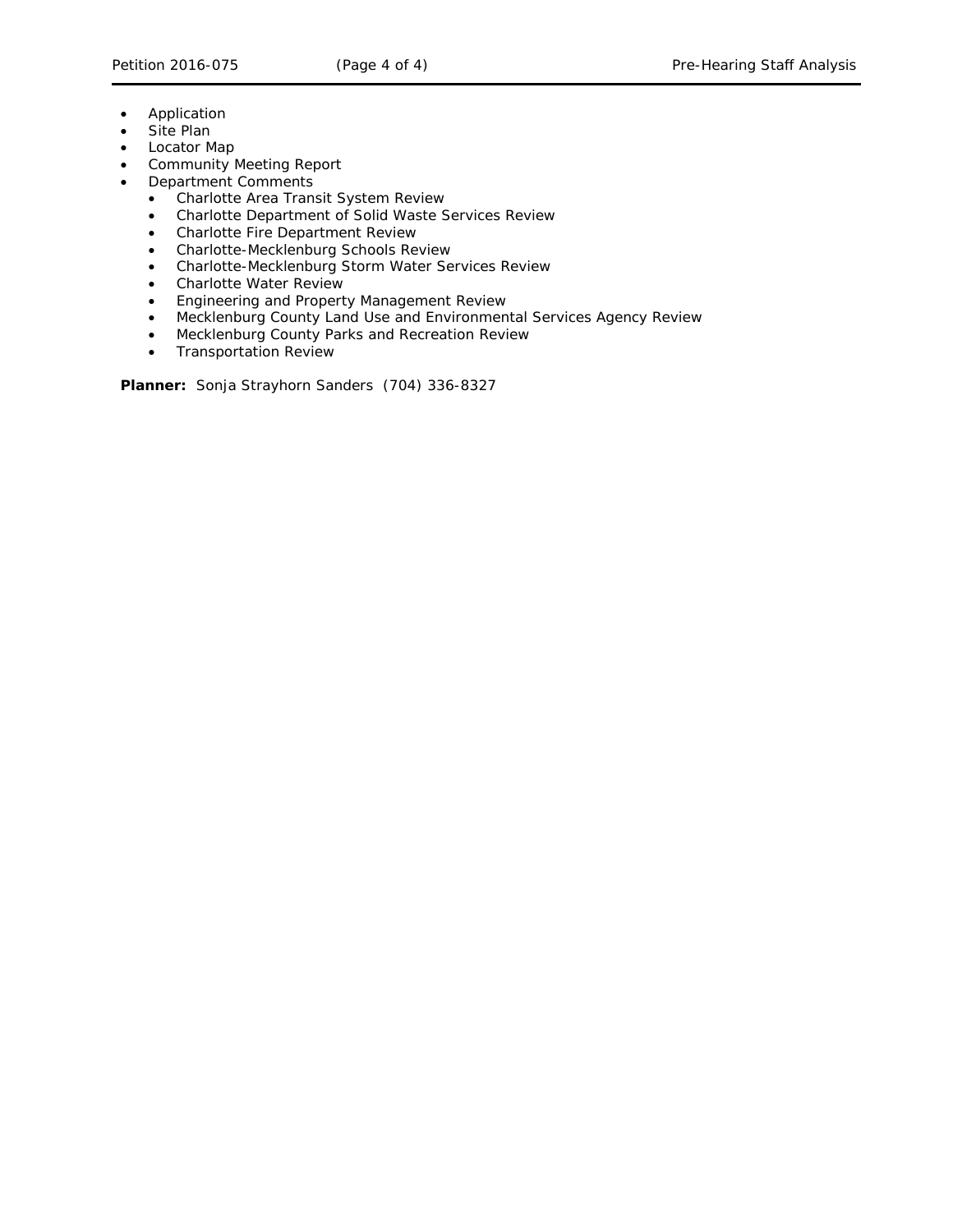- Application
- Site Plan
- Locator Map
- Community Meeting Report
- Department Comments
  - Charlotte Area Transit System Review
  - Charlotte Department of Solid Waste Services Review
  - Charlotte Fire Department Review
  - Charlotte-Mecklenburg Schools Review
  - Charlotte-Mecklenburg Storm Water Services Review
  - Charlotte Water Review
  - Engineering and Property Management Review
  - Mecklenburg County Land Use and Environmental Services Agency Review
  - Mecklenburg County Parks and Recreation Review
  - Transportation Review

**Planner:** Sonja Strayhorn Sanders (704) 336-8327